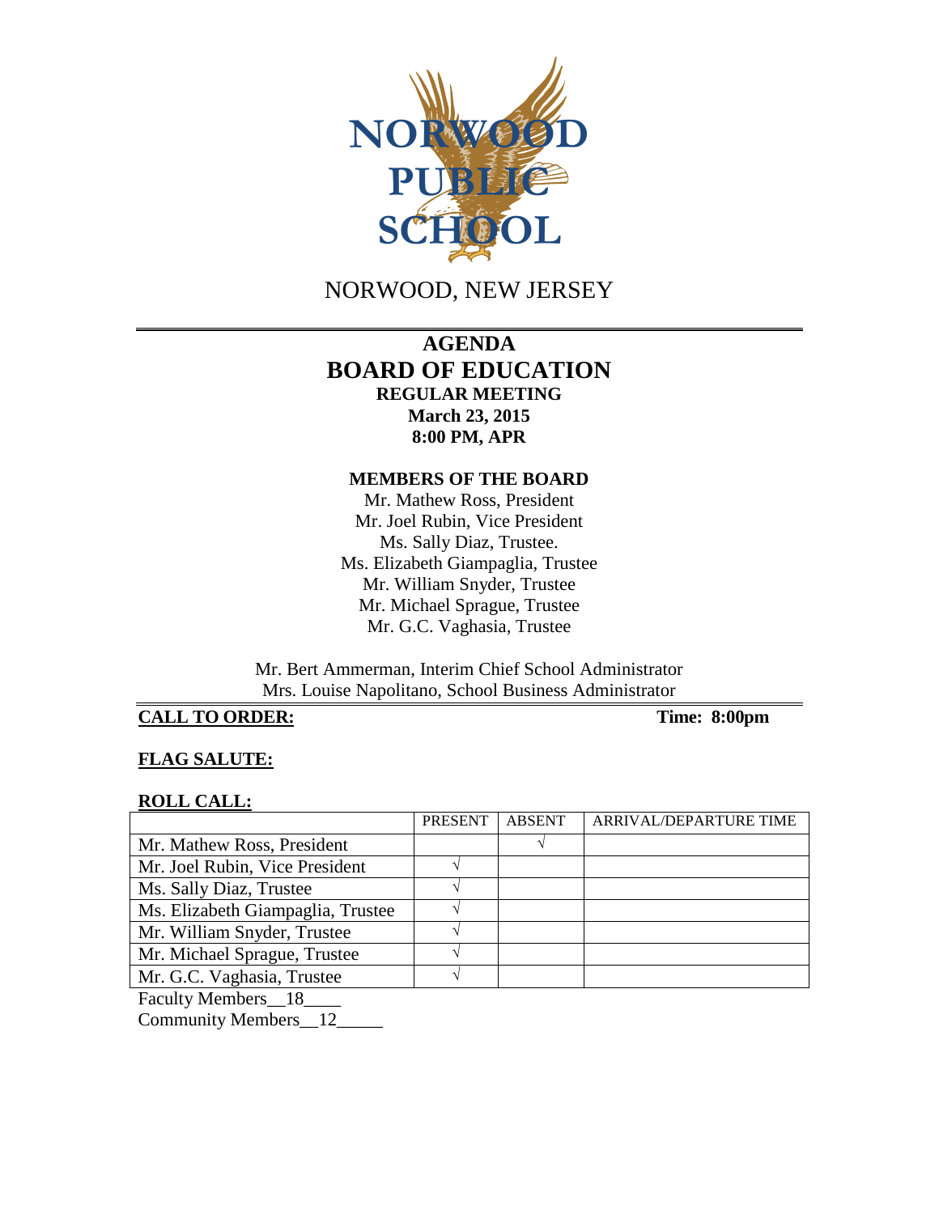# NORWOOD PUBLIC SCHOOL

NORWOOD, NEW JERSEY

## AGENDA
## BOARD OF EDUCATION
### REGULAR MEETING
**March 23, 2015**
**8:00 PM, APR**

**MEMBERS OF THE BOARD**

Mr. Mathew Ross, President
Mr. Joel Rubin, Vice President
Ms. Sally Diaz, Trustee.
Ms. Elizabeth Giampaglia, Trustee
Mr. William Snyder, Trustee
Mr. Michael Sprague, Trustee
Mr. G.C. Vaghasia, Trustee

Mr. Bert Ammerman, Interim Chief School Administrator
Mrs. Louise Napolitano, School Business Administrator

**CALL TO ORDER:** **Time: 8:00pm**

**FLAG SALUTE:**

**ROLL CALL:**

| | PRESENT | ABSENT | ARRIVAL/DEPARTURE TIME |
|---|---|---|---|
| Mr. Mathew Ross, President | | √ | |
| Mr. Joel Rubin, Vice President | √ | | |
| Ms. Sally Diaz, Trustee | √ | | |
| Ms. Elizabeth Giampaglia, Trustee | √ | | |
| Mr. William Snyder, Trustee | √ | | |
| Mr. Michael Sprague, Trustee | √ | | |
| Mr. G.C. Vaghasia, Trustee | √ | | |

Faculty Members__18____
Community Members__12_____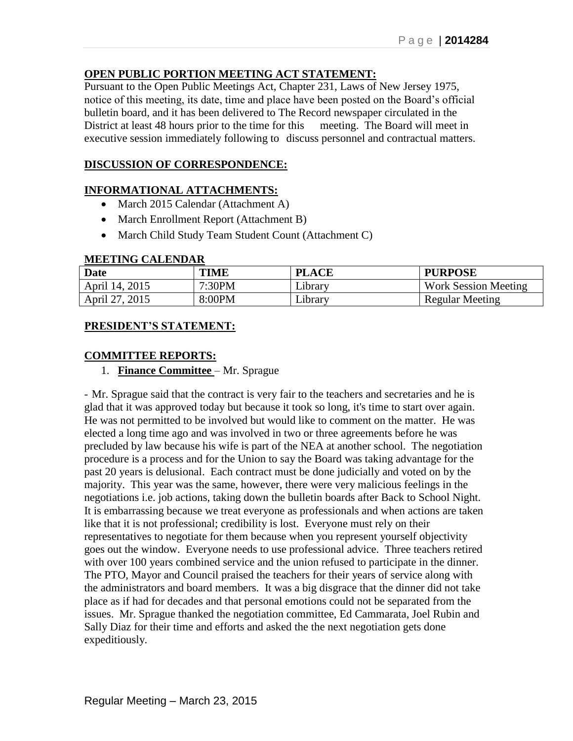**OPEN PUBLIC PORTION MEETING ACT STATEMENT:**

Pursuant to the Open Public Meetings Act, Chapter 231, Laws of New Jersey 1975, notice of this meeting, its date, time and place have been posted on the Board's official bulletin board, and it has been delivered to The Record newspaper circulated in the District at least 48 hours prior to the time for this meeting. The Board will meet in executive session immediately following to discuss personnel and contractual matters.

**DISCUSSION OF CORRESPONDENCE:**

**INFORMATIONAL ATTACHMENTS:**

- March 2015 Calendar (Attachment A)
- March Enrollment Report (Attachment B)
- March Child Study Team Student Count (Attachment C)

**MEETING CALENDAR**

| Date | TIME | PLACE | PURPOSE |
|---|---|---|---|
| April 14, 2015 | 7:30PM | Library | Work Session Meeting |
| April 27, 2015 | 8:00PM | Library | Regular Meeting |

**PRESIDENT'S STATEMENT:**

**COMMITTEE REPORTS:**

1. **Finance Committee** – Mr. Sprague

- Mr. Sprague said that the contract is very fair to the teachers and secretaries and he is glad that it was approved today but because it took so long, it's time to start over again. He was not permitted to be involved but would like to comment on the matter. He was elected a long time ago and was involved in two or three agreements before he was precluded by law because his wife is part of the NEA at another school. The negotiation procedure is a process and for the Union to say the Board was taking advantage for the past 20 years is delusional. Each contract must be done judicially and voted on by the majority. This year was the same, however, there were very malicious feelings in the negotiations i.e. job actions, taking down the bulletin boards after Back to School Night. It is embarrassing because we treat everyone as professionals and when actions are taken like that it is not professional; credibility is lost. Everyone must rely on their representatives to negotiate for them because when you represent yourself objectivity goes out the window. Everyone needs to use professional advice. Three teachers retired with over 100 years combined service and the union refused to participate in the dinner. The PTO, Mayor and Council praised the teachers for their years of service along with the administrators and board members. It was a big disgrace that the dinner did not take place as if had for decades and that personal emotions could not be separated from the issues. Mr. Sprague thanked the negotiation committee, Ed Cammarata, Joel Rubin and Sally Diaz for their time and efforts and asked the the next negotiation gets done expeditiously.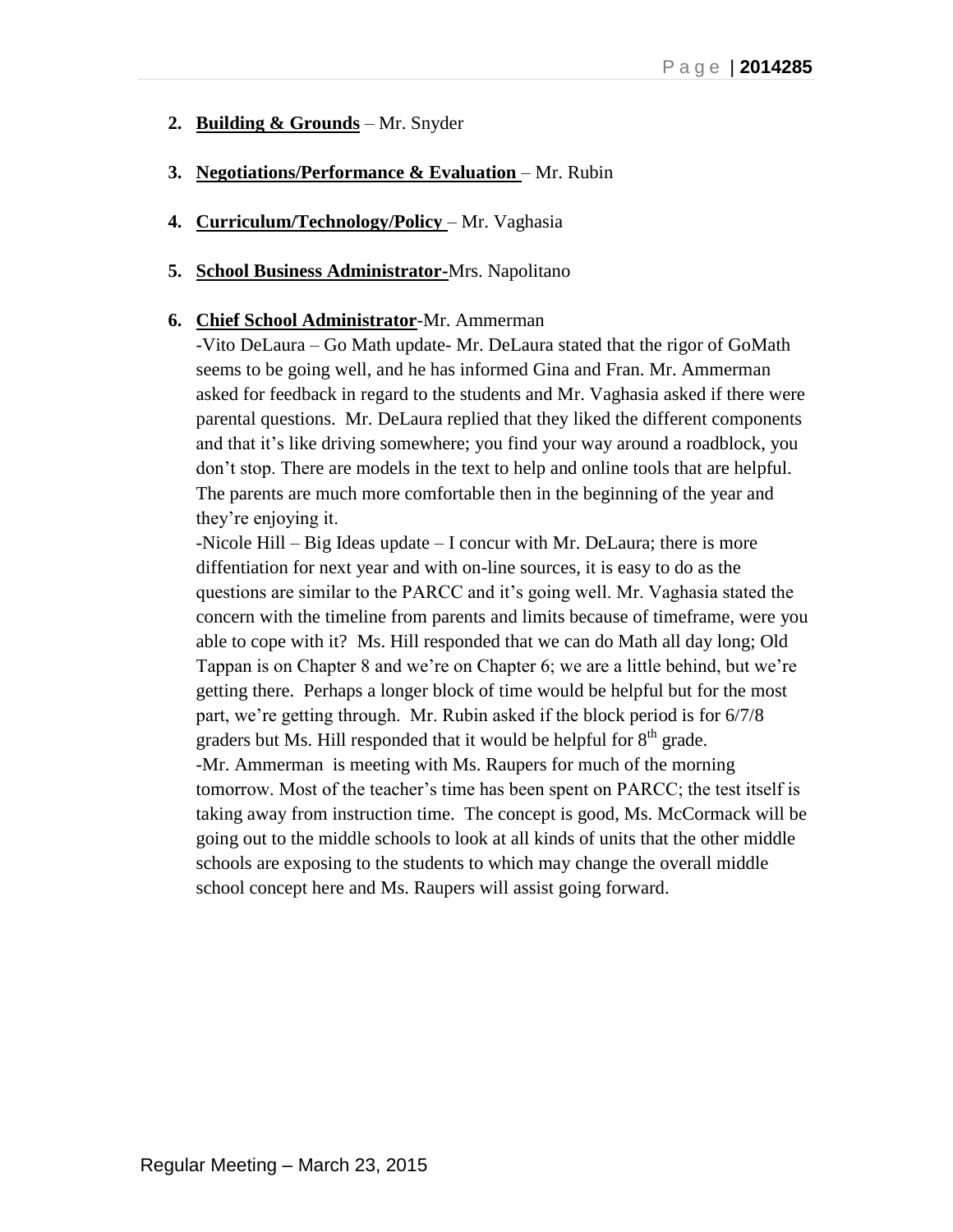2. **Building & Grounds** – Mr. Snyder

3. **Negotiations/Performance & Evaluation** – Mr. Rubin

4. **Curriculum/Technology/Policy** – Mr. Vaghasia

5. **School Business Administrator-**Mrs. Napolitano

6. **Chief School Administrator**-Mr. Ammerman

   -Vito DeLaura – Go Math update- Mr. DeLaura stated that the rigor of GoMath seems to be going well, and he has informed Gina and Fran. Mr. Ammerman asked for feedback in regard to the students and Mr. Vaghasia asked if there were parental questions. Mr. DeLaura replied that they liked the different components and that it's like driving somewhere; you find your way around a roadblock, you don't stop. There are models in the text to help and online tools that are helpful. The parents are much more comfortable then in the beginning of the year and they're enjoying it.

   -Nicole Hill – Big Ideas update – I concur with Mr. DeLaura; there is more diffentiation for next year and with on-line sources, it is easy to do as the questions are similar to the PARCC and it's going well. Mr. Vaghasia stated the concern with the timeline from parents and limits because of timeframe, were you able to cope with it? Ms. Hill responded that we can do Math all day long; Old Tappan is on Chapter 8 and we're on Chapter 6; we are a little behind, but we're getting there. Perhaps a longer block of time would be helpful but for the most part, we're getting through. Mr. Rubin asked if the block period is for 6/7/8 graders but Ms. Hill responded that it would be helpful for 8th grade.

   -Mr. Ammerman is meeting with Ms. Raupers for much of the morning tomorrow. Most of the teacher's time has been spent on PARCC; the test itself is taking away from instruction time. The concept is good, Ms. McCormack will be going out to the middle schools to look at all kinds of units that the other middle schools are exposing to the students to which may change the overall middle school concept here and Ms. Raupers will assist going forward.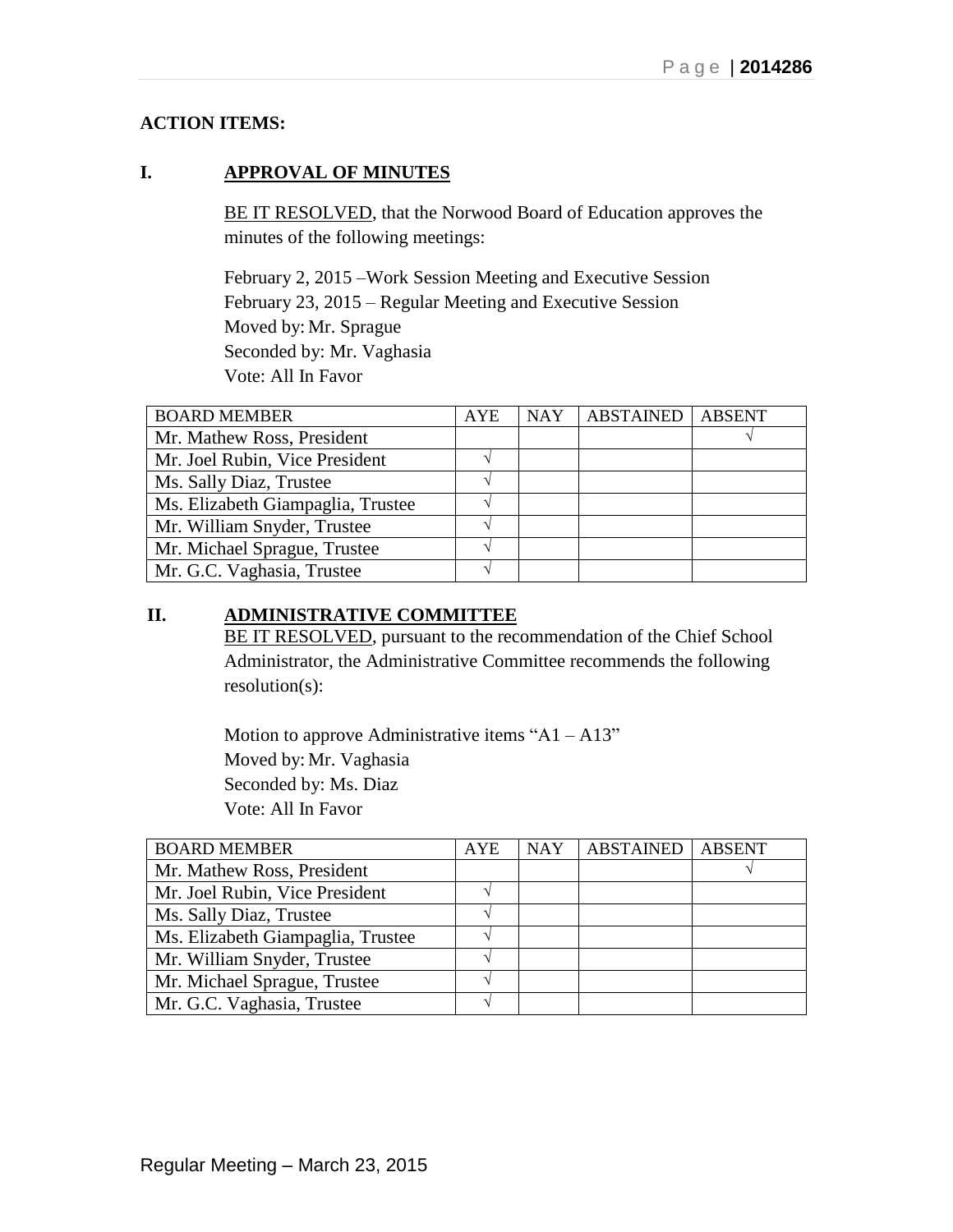**ACTION ITEMS:**

## I. APPROVAL OF MINUTES

BE IT RESOLVED, that the Norwood Board of Education approves the minutes of the following meetings:

February 2, 2015 –Work Session Meeting and Executive Session
February 23, 2015 – Regular Meeting and Executive Session
Moved by: Mr. Sprague
Seconded by: Mr. Vaghasia
Vote: All In Favor

| BOARD MEMBER | AYE | NAY | ABSTAINED | ABSENT |
|---|---|---|---|---|
| Mr. Mathew Ross, President | | | | √ |
| Mr. Joel Rubin, Vice President | √ | | | |
| Ms. Sally Diaz, Trustee | √ | | | |
| Ms. Elizabeth Giampaglia, Trustee | √ | | | |
| Mr. William Snyder, Trustee | √ | | | |
| Mr. Michael Sprague, Trustee | √ | | | |
| Mr. G.C. Vaghasia, Trustee | √ | | | |

## II. ADMINISTRATIVE COMMITTEE

BE IT RESOLVED, pursuant to the recommendation of the Chief School Administrator, the Administrative Committee recommends the following resolution(s):

Motion to approve Administrative items "A1 – A13"
Moved by: Mr. Vaghasia
Seconded by: Ms. Diaz
Vote: All In Favor

| BOARD MEMBER | AYE | NAY | ABSTAINED | ABSENT |
|---|---|---|---|---|
| Mr. Mathew Ross, President | | | | √ |
| Mr. Joel Rubin, Vice President | √ | | | |
| Ms. Sally Diaz, Trustee | √ | | | |
| Ms. Elizabeth Giampaglia, Trustee | √ | | | |
| Mr. William Snyder, Trustee | √ | | | |
| Mr. Michael Sprague, Trustee | √ | | | |
| Mr. G.C. Vaghasia, Trustee | √ | | | |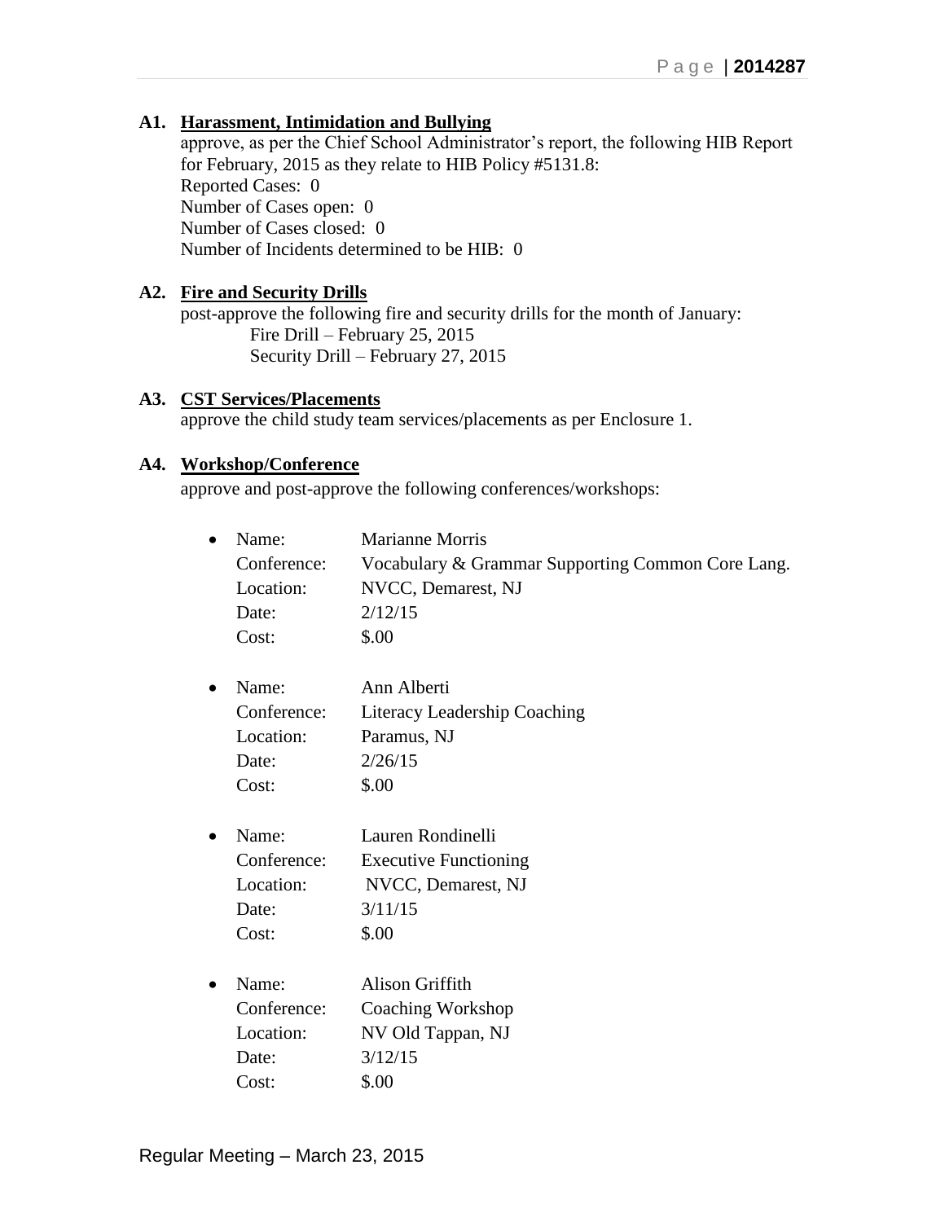### A1. Harassment, Intimidation and Bullying

approve, as per the Chief School Administrator's report, the following HIB Report for February, 2015 as they relate to HIB Policy #5131.8:
Reported Cases: 0
Number of Cases open: 0
Number of Cases closed: 0
Number of Incidents determined to be HIB: 0

### A2. Fire and Security Drills

post-approve the following fire and security drills for the month of January:
Fire Drill – February 25, 2015
Security Drill – February 27, 2015

### A3. CST Services/Placements

approve the child study team services/placements as per Enclosure 1.

### A4. Workshop/Conference

approve and post-approve the following conferences/workshops:

- Name: Marianne Morris
  Conference: Vocabulary & Grammar Supporting Common Core Lang.
  Location: NVCC, Demarest, NJ
  Date: 2/12/15
  Cost: $.00

- Name: Ann Alberti
  Conference: Literacy Leadership Coaching
  Location: Paramus, NJ
  Date: 2/26/15
  Cost: $.00

- Name: Lauren Rondinelli
  Conference: Executive Functioning
  Location: NVCC, Demarest, NJ
  Date: 3/11/15
  Cost: $.00

- Name: Alison Griffith
  Conference: Coaching Workshop
  Location: NV Old Tappan, NJ
  Date: 3/12/15
  Cost: $.00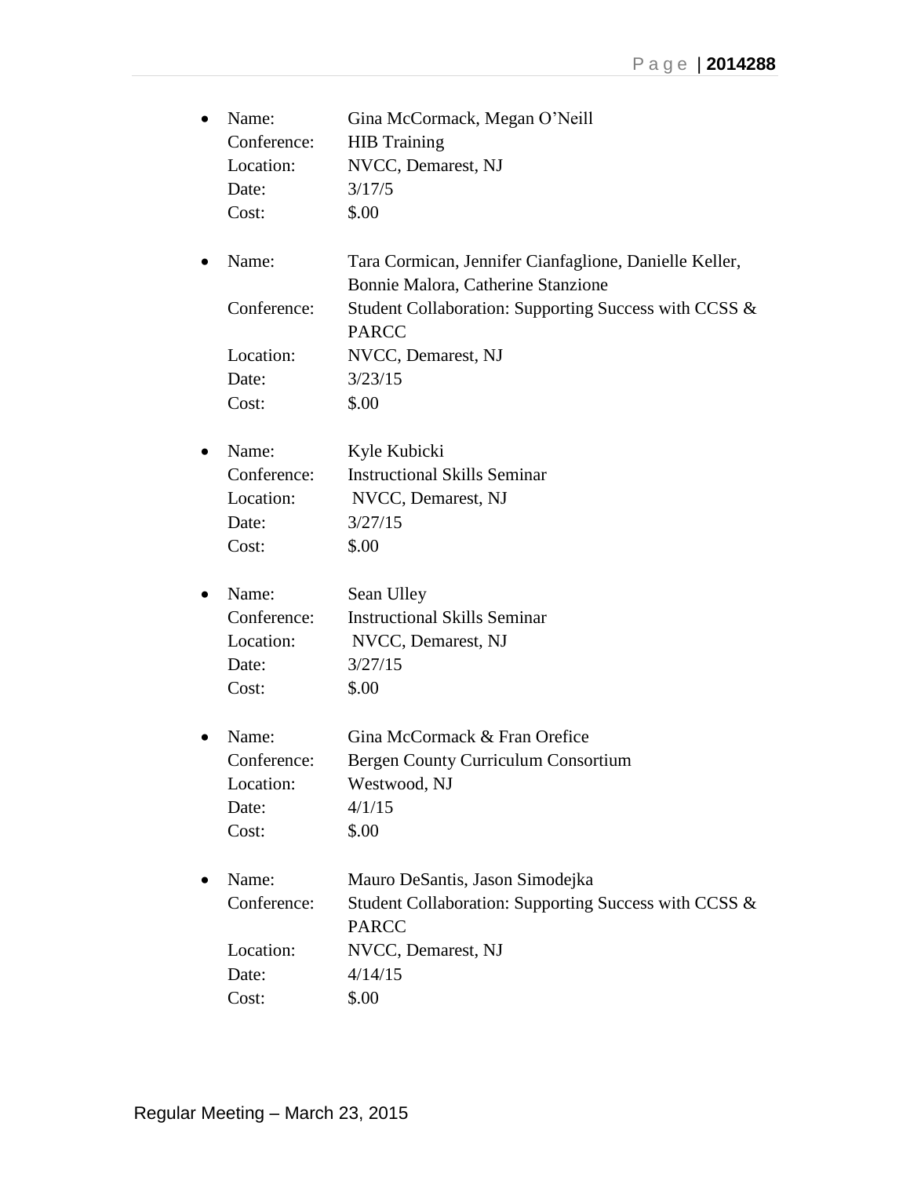- Name: Gina McCormack, Megan O'Neill
  Conference: HIB Training
  Location: NVCC, Demarest, NJ
  Date: 3/17/5
  Cost: $.00

- Name: Tara Cormican, Jennifer Cianfaglione, Danielle Keller, Bonnie Malora, Catherine Stanzione
  Conference: Student Collaboration: Supporting Success with CCSS & PARCC
  Location: NVCC, Demarest, NJ
  Date: 3/23/15
  Cost: $.00

- Name: Kyle Kubicki
  Conference: Instructional Skills Seminar
  Location: NVCC, Demarest, NJ
  Date: 3/27/15
  Cost: $.00

- Name: Sean Ulley
  Conference: Instructional Skills Seminar
  Location: NVCC, Demarest, NJ
  Date: 3/27/15
  Cost: $.00

- Name: Gina McCormack & Fran Orefice
  Conference: Bergen County Curriculum Consortium
  Location: Westwood, NJ
  Date: 4/1/15
  Cost: $.00

- Name: Mauro DeSantis, Jason Simodejka
  Conference: Student Collaboration: Supporting Success with CCSS & PARCC
  Location: NVCC, Demarest, NJ
  Date: 4/14/15
  Cost: $.00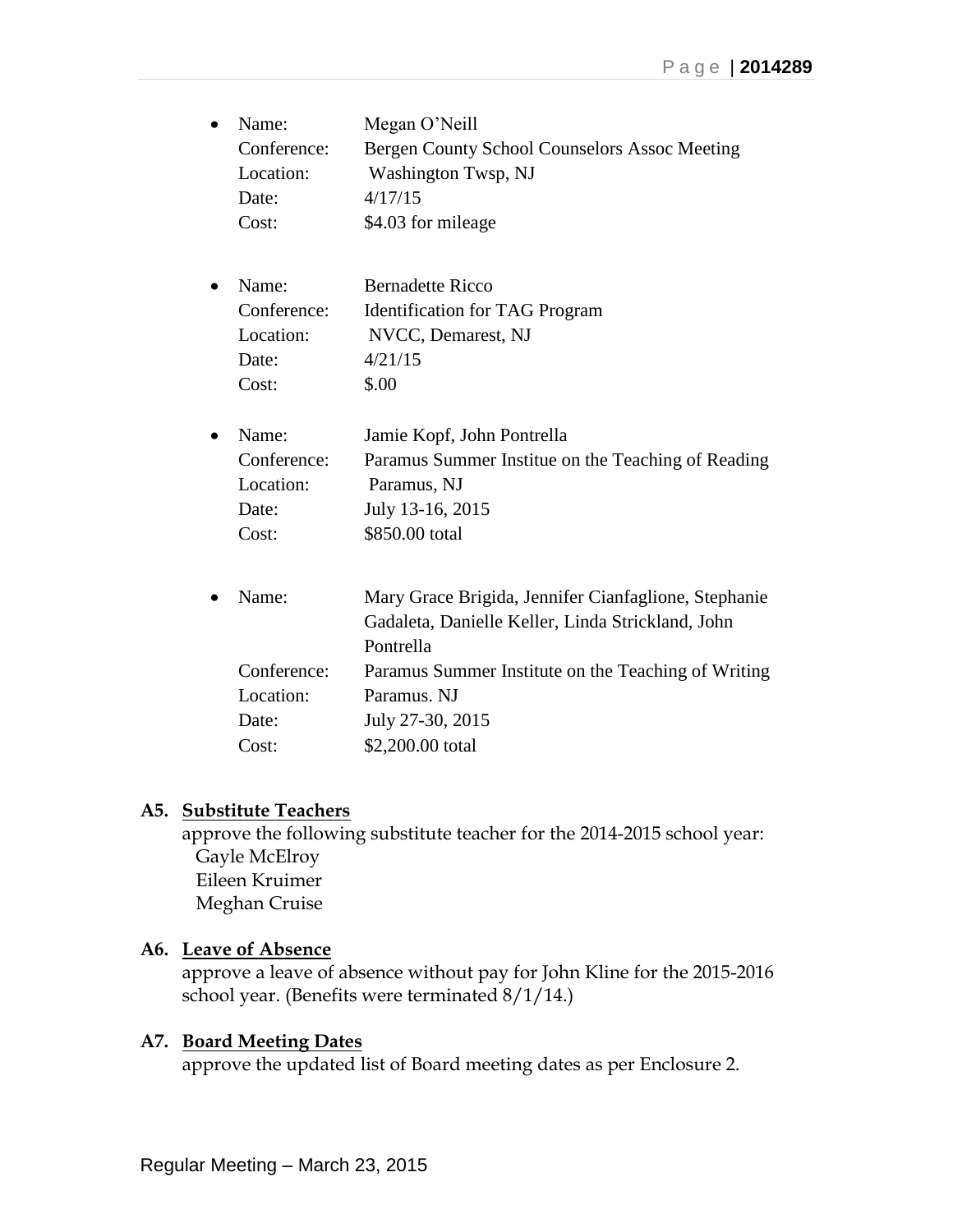- Name: Megan O'Neill
  Conference: Bergen County School Counselors Assoc Meeting
  Location: Washington Twsp, NJ
  Date: 4/17/15
  Cost: $4.03 for mileage

- Name: Bernadette Ricco
  Conference: Identification for TAG Program
  Location: NVCC, Demarest, NJ
  Date: 4/21/15
  Cost: $.00

- Name: Jamie Kopf, John Pontrella
  Conference: Paramus Summer Institue on the Teaching of Reading
  Location: Paramus, NJ
  Date: July 13-16, 2015
  Cost: $850.00 total

- Name: Mary Grace Brigida, Jennifer Cianfaglione, Stephanie Gadaleta, Danielle Keller, Linda Strickland, John Pontrella
  Conference: Paramus Summer Institute on the Teaching of Writing
  Location: Paramus. NJ
  Date: July 27-30, 2015
  Cost: $2,200.00 total

**A5. Substitute Teachers**

approve the following substitute teacher for the 2014-2015 school year:
Gayle McElroy
Eileen Kruimer
Meghan Cruise

**A6. Leave of Absence**

approve a leave of absence without pay for John Kline for the 2015-2016 school year. (Benefits were terminated 8/1/14.)

**A7. Board Meeting Dates**

approve the updated list of Board meeting dates as per Enclosure 2.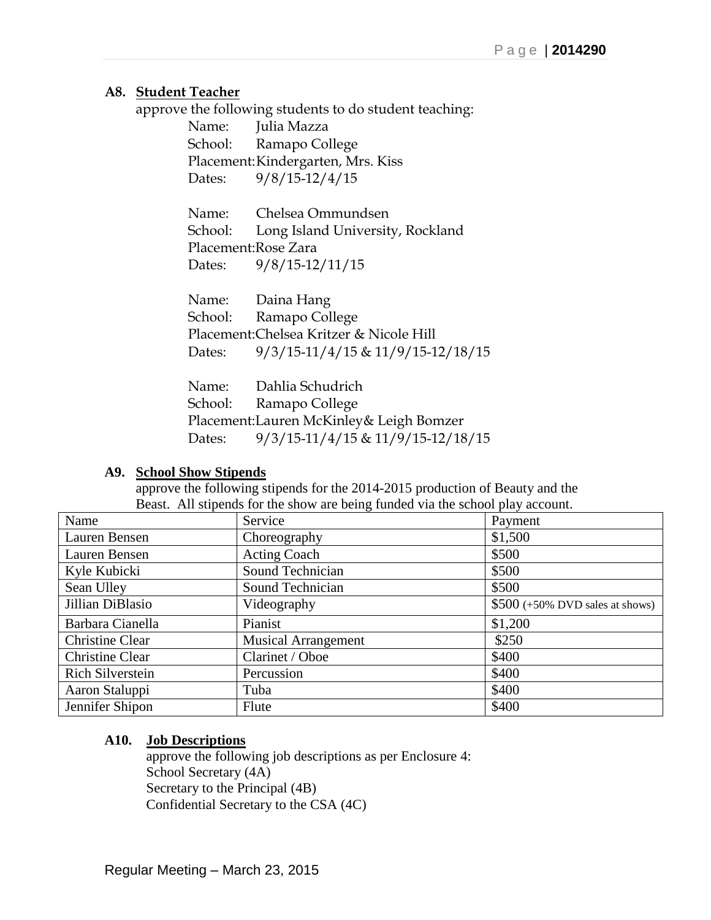**A8. Student Teacher**

approve the following students to do student teaching:

Name: Julia Mazza
School: Ramapo College
Placement: Kindergarten, Mrs. Kiss
Dates: 9/8/15-12/4/15

Name: Chelsea Ommundsen
School: Long Island University, Rockland
Placement: Rose Zara
Dates: 9/8/15-12/11/15

Name: Daina Hang
School: Ramapo College
Placement: Chelsea Kritzer & Nicole Hill
Dates: 9/3/15-11/4/15 & 11/9/15-12/18/15

Name: Dahlia Schudrich
School: Ramapo College
Placement: Lauren McKinley& Leigh Bomzer
Dates: 9/3/15-11/4/15 & 11/9/15-12/18/15

**A9. School Show Stipends**

approve the following stipends for the 2014-2015 production of Beauty and the Beast. All stipends for the show are being funded via the school play account.

| Name | Service | Payment |
|---|---|---|
| Lauren Bensen | Choreography | $1,500 |
| Lauren Bensen | Acting Coach | $500 |
| Kyle Kubicki | Sound Technician | $500 |
| Sean Ulley | Sound Technician | $500 |
| Jillian DiBlasio | Videography | $500 (+50% DVD sales at shows) |
| Barbara Cianella | Pianist | $1,200 |
| Christine Clear | Musical Arrangement | $250 |
| Christine Clear | Clarinet / Oboe | $400 |
| Rich Silverstein | Percussion | $400 |
| Aaron Staluppi | Tuba | $400 |
| Jennifer Shipon | Flute | $400 |

**A10. Job Descriptions**

approve the following job descriptions as per Enclosure 4:
School Secretary (4A)
Secretary to the Principal (4B)
Confidential Secretary to the CSA (4C)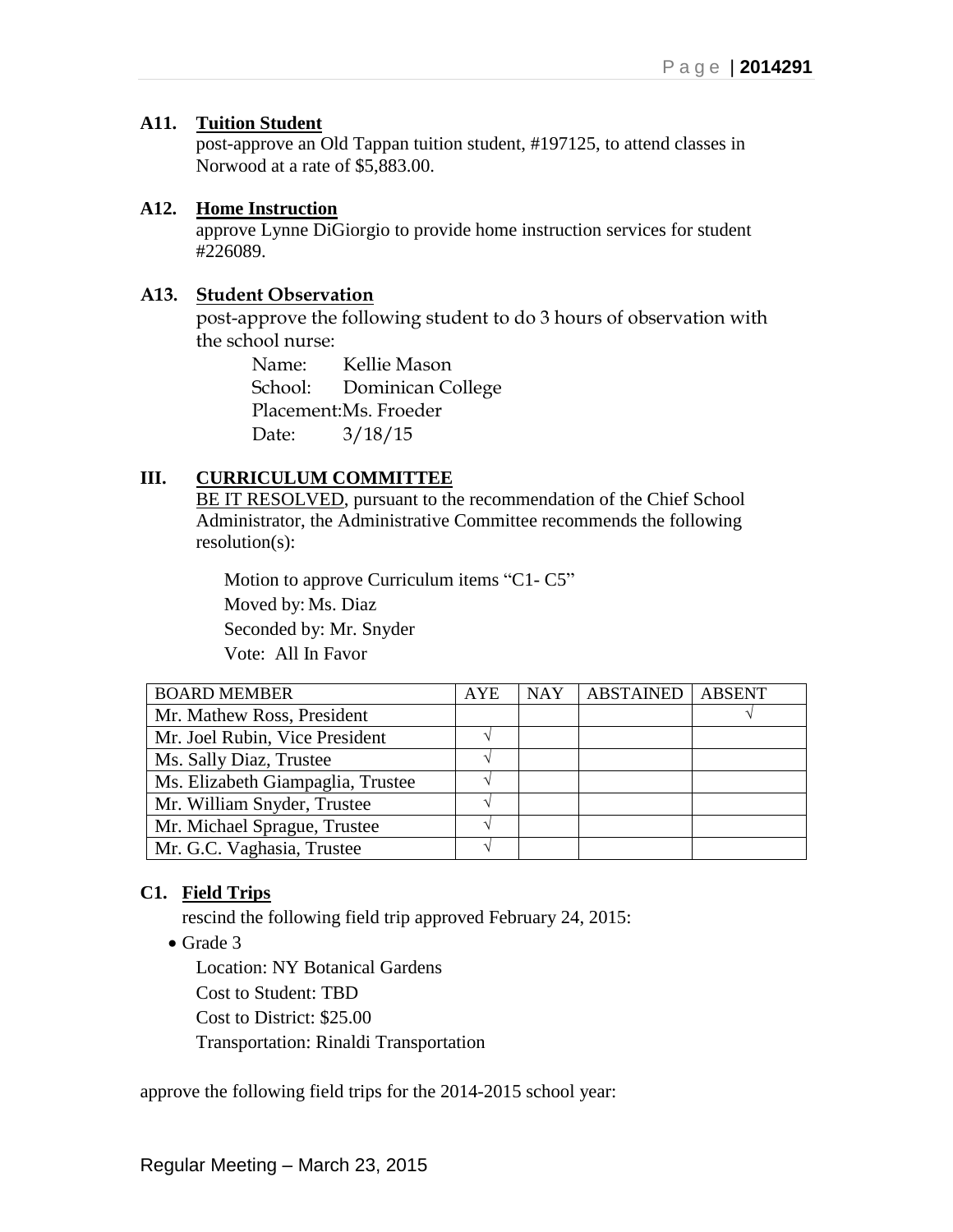### A11. Tuition Student

post-approve an Old Tappan tuition student, #197125, to attend classes in Norwood at a rate of $5,883.00.

### A12. Home Instruction

approve Lynne DiGiorgio to provide home instruction services for student #226089.

### A13. Student Observation

post-approve the following student to do 3 hours of observation with the school nurse:

Name: Kellie Mason
School: Dominican College
Placement: Ms. Froeder
Date: 3/18/15

## III. CURRICULUM COMMITTEE

BE IT RESOLVED, pursuant to the recommendation of the Chief School Administrator, the Administrative Committee recommends the following resolution(s):

Motion to approve Curriculum items "C1- C5"
Moved by: Ms. Diaz
Seconded by: Mr. Snyder
Vote: All In Favor

| BOARD MEMBER | AYE | NAY | ABSTAINED | ABSENT |
|---|---|---|---|---|
| Mr. Mathew Ross, President | | | | √ |
| Mr. Joel Rubin, Vice President | √ | | | |
| Ms. Sally Diaz, Trustee | √ | | | |
| Ms. Elizabeth Giampaglia, Trustee | √ | | | |
| Mr. William Snyder, Trustee | √ | | | |
| Mr. Michael Sprague, Trustee | √ | | | |
| Mr. G.C. Vaghasia, Trustee | √ | | | |

### C1. Field Trips

rescind the following field trip approved February 24, 2015:

- Grade 3

  Location: NY Botanical Gardens
  Cost to Student: TBD
  Cost to District: $25.00
  Transportation: Rinaldi Transportation

approve the following field trips for the 2014-2015 school year: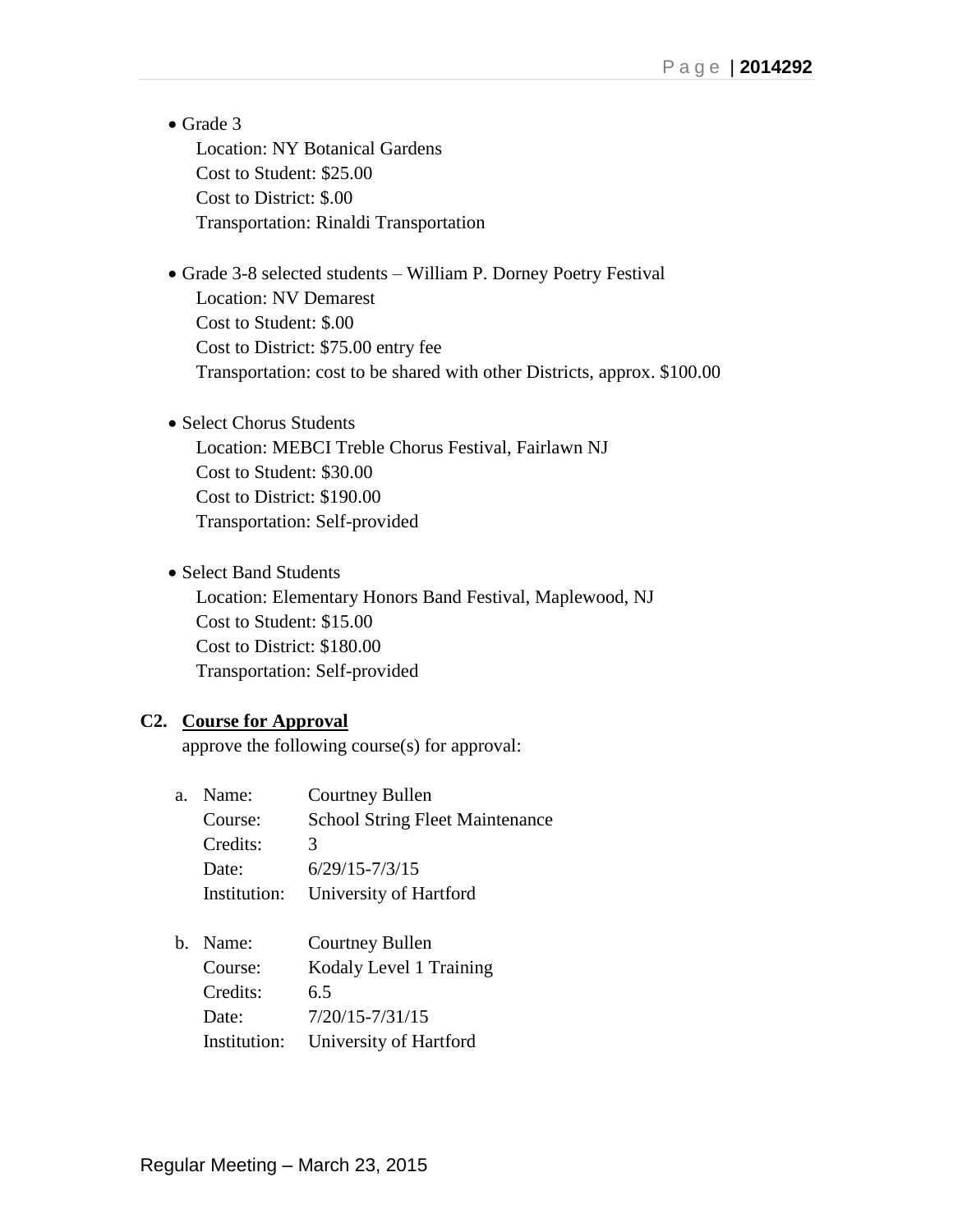- Grade 3
  Location: NY Botanical Gardens
  Cost to Student: $25.00
  Cost to District: $.00
  Transportation: Rinaldi Transportation

- Grade 3-8 selected students – William P. Dorney Poetry Festival
  Location: NV Demarest
  Cost to Student: $.00
  Cost to District: $75.00 entry fee
  Transportation: cost to be shared with other Districts, approx. $100.00

- Select Chorus Students
  Location: MEBCI Treble Chorus Festival, Fairlawn NJ
  Cost to Student: $30.00
  Cost to District: $190.00
  Transportation: Self-provided

- Select Band Students
  Location: Elementary Honors Band Festival, Maplewood, NJ
  Cost to Student: $15.00
  Cost to District: $180.00
  Transportation: Self-provided

**C2. <u>Course for Approval</u>**

approve the following course(s) for approval:

a. Name: Courtney Bullen
   Course: School String Fleet Maintenance
   Credits: 3
   Date: 6/29/15-7/3/15
   Institution: University of Hartford

b. Name: Courtney Bullen
   Course: Kodaly Level 1 Training
   Credits: 6.5
   Date: 7/20/15-7/31/15
   Institution: University of Hartford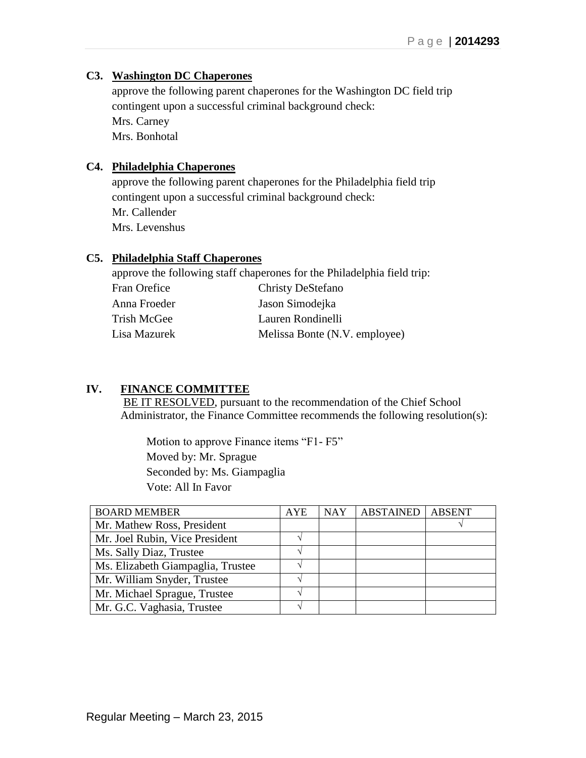**C3. Washington DC Chaperones**

approve the following parent chaperones for the Washington DC field trip contingent upon a successful criminal background check:
Mrs. Carney
Mrs. Bonhotal

**C4. Philadelphia Chaperones**

approve the following parent chaperones for the Philadelphia field trip contingent upon a successful criminal background check:
Mr. Callender
Mrs. Levenshus

**C5. Philadelphia Staff Chaperones**

approve the following staff chaperones for the Philadelphia field trip:

| | |
|---|---|
| Fran Orefice | Christy DeStefano |
| Anna Froeder | Jason Simodejka |
| Trish McGee | Lauren Rondinelli |
| Lisa Mazurek | Melissa Bonte (N.V. employee) |

## IV. FINANCE COMMITTEE

BE IT RESOLVED, pursuant to the recommendation of the Chief School Administrator, the Finance Committee recommends the following resolution(s):

Motion to approve Finance items "F1- F5"
Moved by: Mr. Sprague
Seconded by: Ms. Giampaglia
Vote: All In Favor

| BOARD MEMBER | AYE | NAY | ABSTAINED | ABSENT |
|---|---|---|---|---|
| Mr. Mathew Ross, President | | | | √ |
| Mr. Joel Rubin, Vice President | √ | | | |
| Ms. Sally Diaz, Trustee | √ | | | |
| Ms. Elizabeth Giampaglia, Trustee | √ | | | |
| Mr. William Snyder, Trustee | √ | | | |
| Mr. Michael Sprague, Trustee | √ | | | |
| Mr. G.C. Vaghasia, Trustee | √ | | | |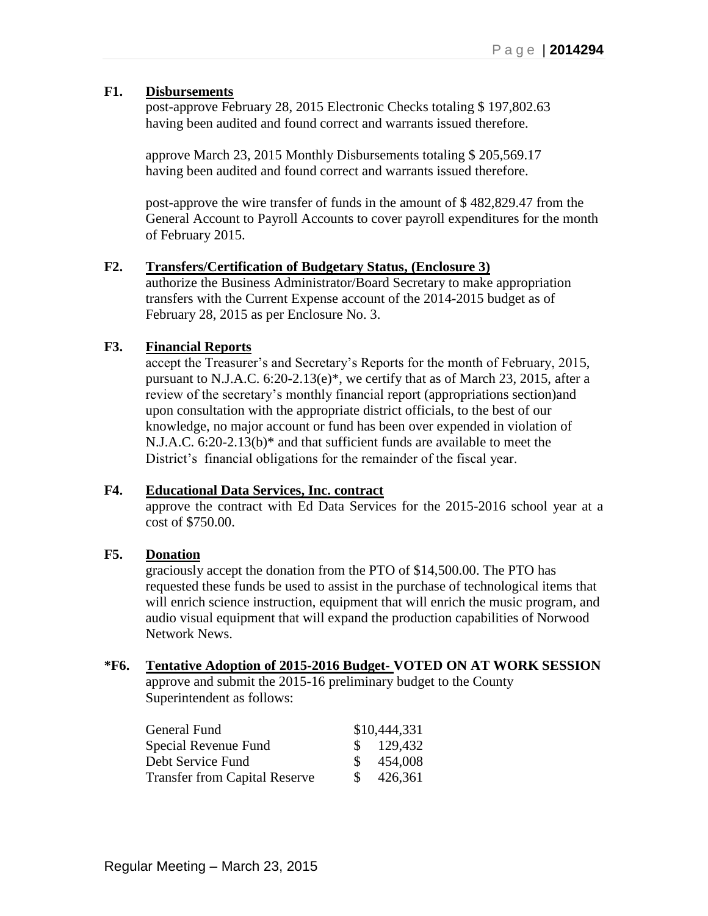**F1. Disbursements**

post-approve February 28, 2015 Electronic Checks totaling $ 197,802.63 having been audited and found correct and warrants issued therefore.

approve March 23, 2015 Monthly Disbursements totaling $ 205,569.17 having been audited and found correct and warrants issued therefore.

post-approve the wire transfer of funds in the amount of $ 482,829.47 from the General Account to Payroll Accounts to cover payroll expenditures for the month of February 2015.

**F2. Transfers/Certification of Budgetary Status, (Enclosure 3)**

authorize the Business Administrator/Board Secretary to make appropriation transfers with the Current Expense account of the 2014-2015 budget as of February 28, 2015 as per Enclosure No. 3.

**F3. Financial Reports**

accept the Treasurer's and Secretary's Reports for the month of February, 2015, pursuant to N.J.A.C. 6:20-2.13(e)*, we certify that as of March 23, 2015, after a review of the secretary's monthly financial report (appropriations section)and upon consultation with the appropriate district officials, to the best of our knowledge, no major account or fund has been over expended in violation of N.J.A.C. 6:20-2.13(b)* and that sufficient funds are available to meet the District's financial obligations for the remainder of the fiscal year.

**F4. Educational Data Services, Inc. contract**

approve the contract with Ed Data Services for the 2015-2016 school year at a cost of $750.00.

**F5. Donation**

graciously accept the donation from the PTO of $14,500.00. The PTO has requested these funds be used to assist in the purchase of technological items that will enrich science instruction, equipment that will enrich the music program, and audio visual equipment that will expand the production capabilities of Norwood Network News.

**\*F6. Tentative Adoption of 2015-2016 Budget- VOTED ON AT WORK SESSION**

approve and submit the 2015-16 preliminary budget to the County Superintendent as follows:

| | |
|---|---|
| General Fund | $10,444,331 |
| Special Revenue Fund | $ 129,432 |
| Debt Service Fund | $ 454,008 |
| Transfer from Capital Reserve | $ 426,361 |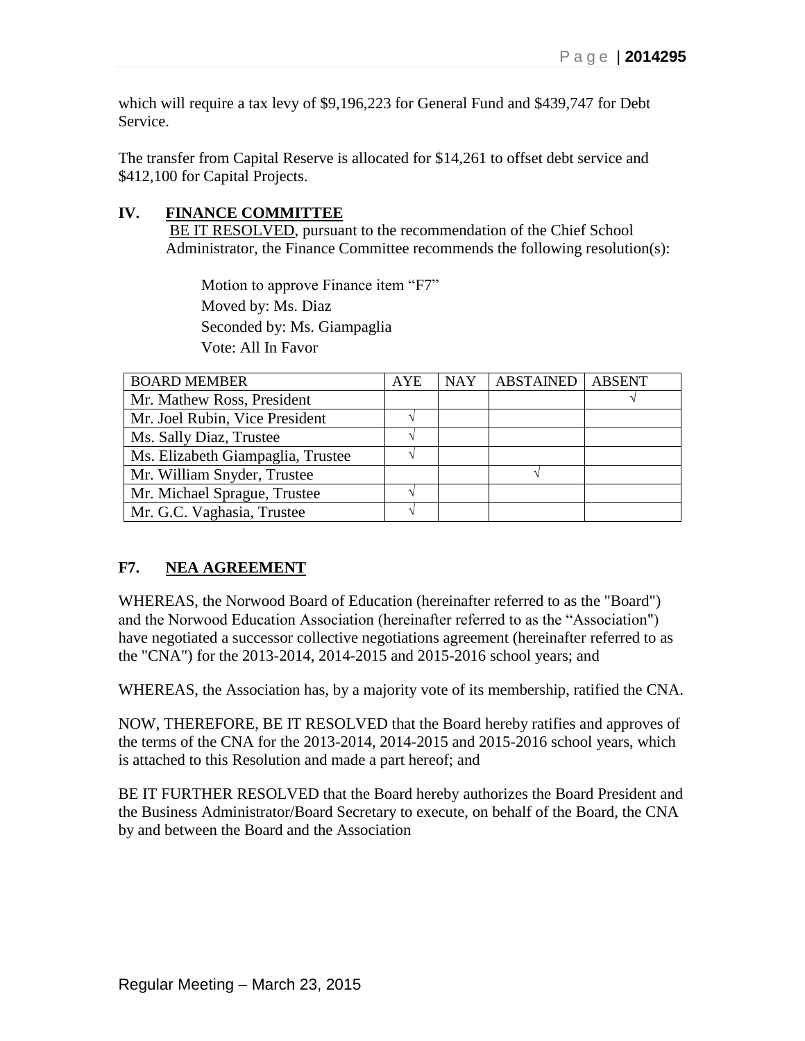which will require a tax levy of $9,196,223 for General Fund and $439,747 for Debt Service.

The transfer from Capital Reserve is allocated for $14,261 to offset debt service and $412,100 for Capital Projects.

## IV. FINANCE COMMITTEE

BE IT RESOLVED, pursuant to the recommendation of the Chief School Administrator, the Finance Committee recommends the following resolution(s):

Motion to approve Finance item "F7"
Moved by: Ms. Diaz
Seconded by: Ms. Giampaglia
Vote: All In Favor

| BOARD MEMBER | AYE | NAY | ABSTAINED | ABSENT |
|---|---|---|---|---|
| Mr. Mathew Ross, President | | | | √ |
| Mr. Joel Rubin, Vice President | √ | | | |
| Ms. Sally Diaz, Trustee | √ | | | |
| Ms. Elizabeth Giampaglia, Trustee | √ | | | |
| Mr. William Snyder, Trustee | | | √ | |
| Mr. Michael Sprague, Trustee | √ | | | |
| Mr. G.C. Vaghasia, Trustee | √ | | | |

## F7. NEA AGREEMENT

WHEREAS, the Norwood Board of Education (hereinafter referred to as the "Board") and the Norwood Education Association (hereinafter referred to as the "Association") have negotiated a successor collective negotiations agreement (hereinafter referred to as the "CNA") for the 2013-2014, 2014-2015 and 2015-2016 school years; and

WHEREAS, the Association has, by a majority vote of its membership, ratified the CNA.

NOW, THEREFORE, BE IT RESOLVED that the Board hereby ratifies and approves of the terms of the CNA for the 2013-2014, 2014-2015 and 2015-2016 school years, which is attached to this Resolution and made a part hereof; and

BE IT FURTHER RESOLVED that the Board hereby authorizes the Board President and the Business Administrator/Board Secretary to execute, on behalf of the Board, the CNA by and between the Board and the Association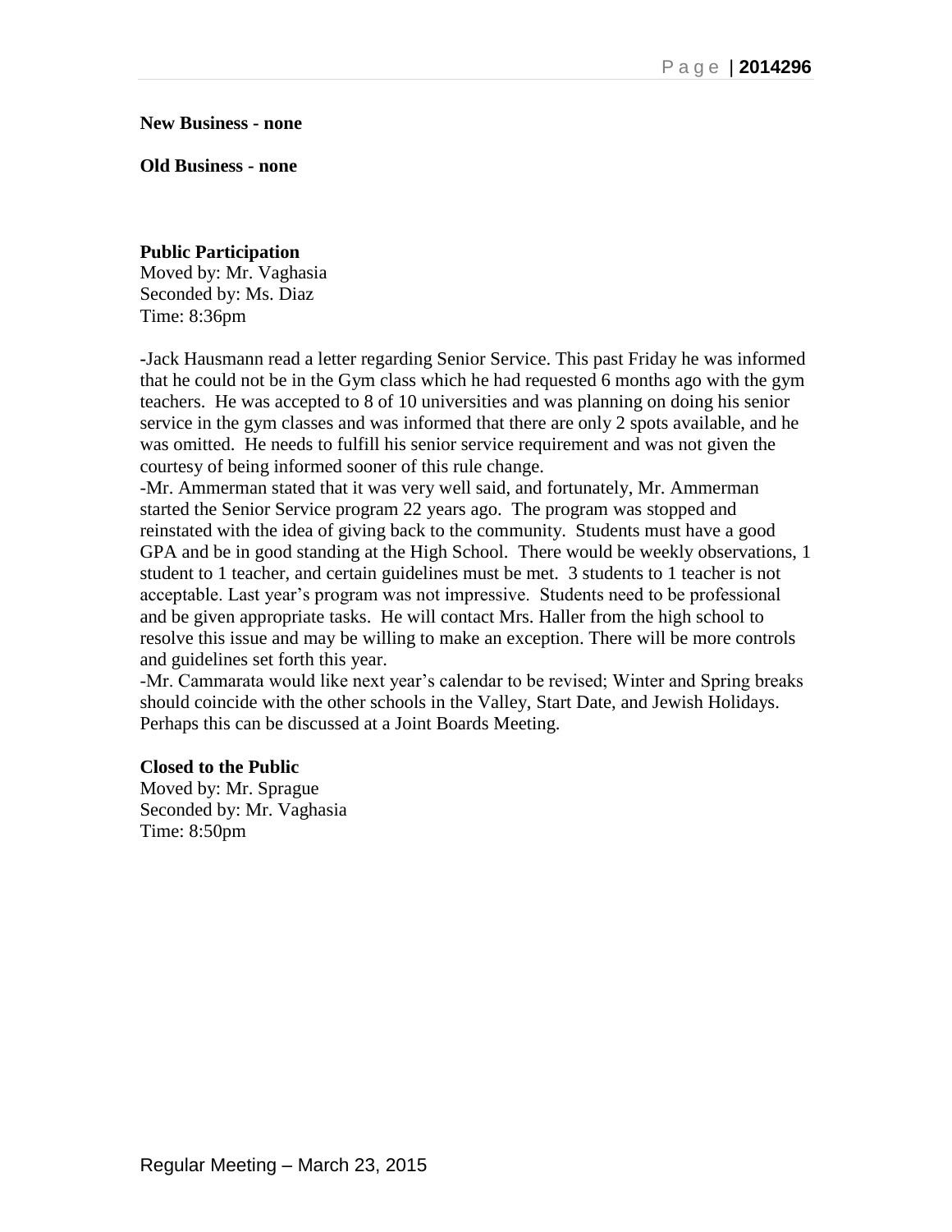**New Business - none**

**Old Business - none**

**Public Participation**
Moved by: Mr. Vaghasia
Seconded by: Ms. Diaz
Time: 8:36pm

-Jack Hausmann read a letter regarding Senior Service. This past Friday he was informed that he could not be in the Gym class which he had requested 6 months ago with the gym teachers. He was accepted to 8 of 10 universities and was planning on doing his senior service in the gym classes and was informed that there are only 2 spots available, and he was omitted. He needs to fulfill his senior service requirement and was not given the courtesy of being informed sooner of this rule change.
-Mr. Ammerman stated that it was very well said, and fortunately, Mr. Ammerman started the Senior Service program 22 years ago. The program was stopped and reinstated with the idea of giving back to the community. Students must have a good GPA and be in good standing at the High School. There would be weekly observations, 1 student to 1 teacher, and certain guidelines must be met. 3 students to 1 teacher is not acceptable. Last year's program was not impressive. Students need to be professional and be given appropriate tasks. He will contact Mrs. Haller from the high school to resolve this issue and may be willing to make an exception. There will be more controls and guidelines set forth this year.
-Mr. Cammarata would like next year's calendar to be revised; Winter and Spring breaks should coincide with the other schools in the Valley, Start Date, and Jewish Holidays. Perhaps this can be discussed at a Joint Boards Meeting.

**Closed to the Public**
Moved by: Mr. Sprague
Seconded by: Mr. Vaghasia
Time: 8:50pm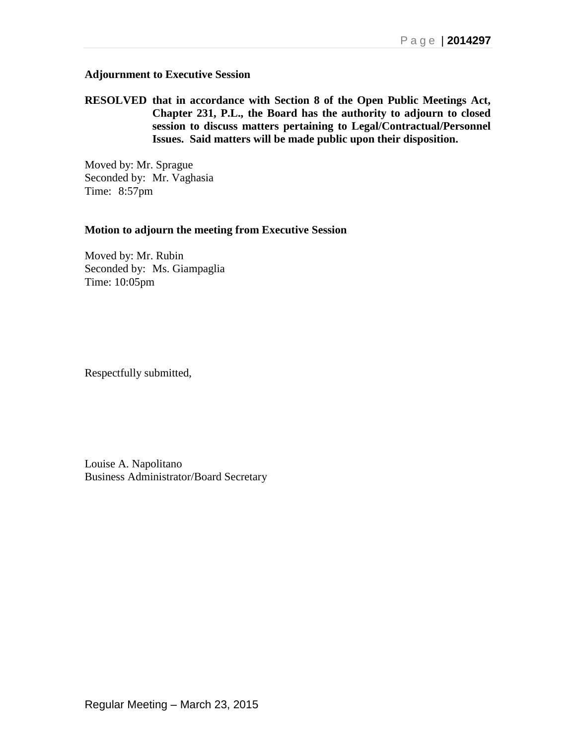**Adjournment to Executive Session**

**RESOLVED that in accordance with Section 8 of the Open Public Meetings Act, Chapter 231, P.L., the Board has the authority to adjourn to closed session to discuss matters pertaining to Legal/Contractual/Personnel Issues. Said matters will be made public upon their disposition.**

Moved by: Mr. Sprague
Seconded by: Mr. Vaghasia
Time: 8:57pm

**Motion to adjourn the meeting from Executive Session**

Moved by: Mr. Rubin
Seconded by: Ms. Giampaglia
Time: 10:05pm

Respectfully submitted,

Louise A. Napolitano
Business Administrator/Board Secretary